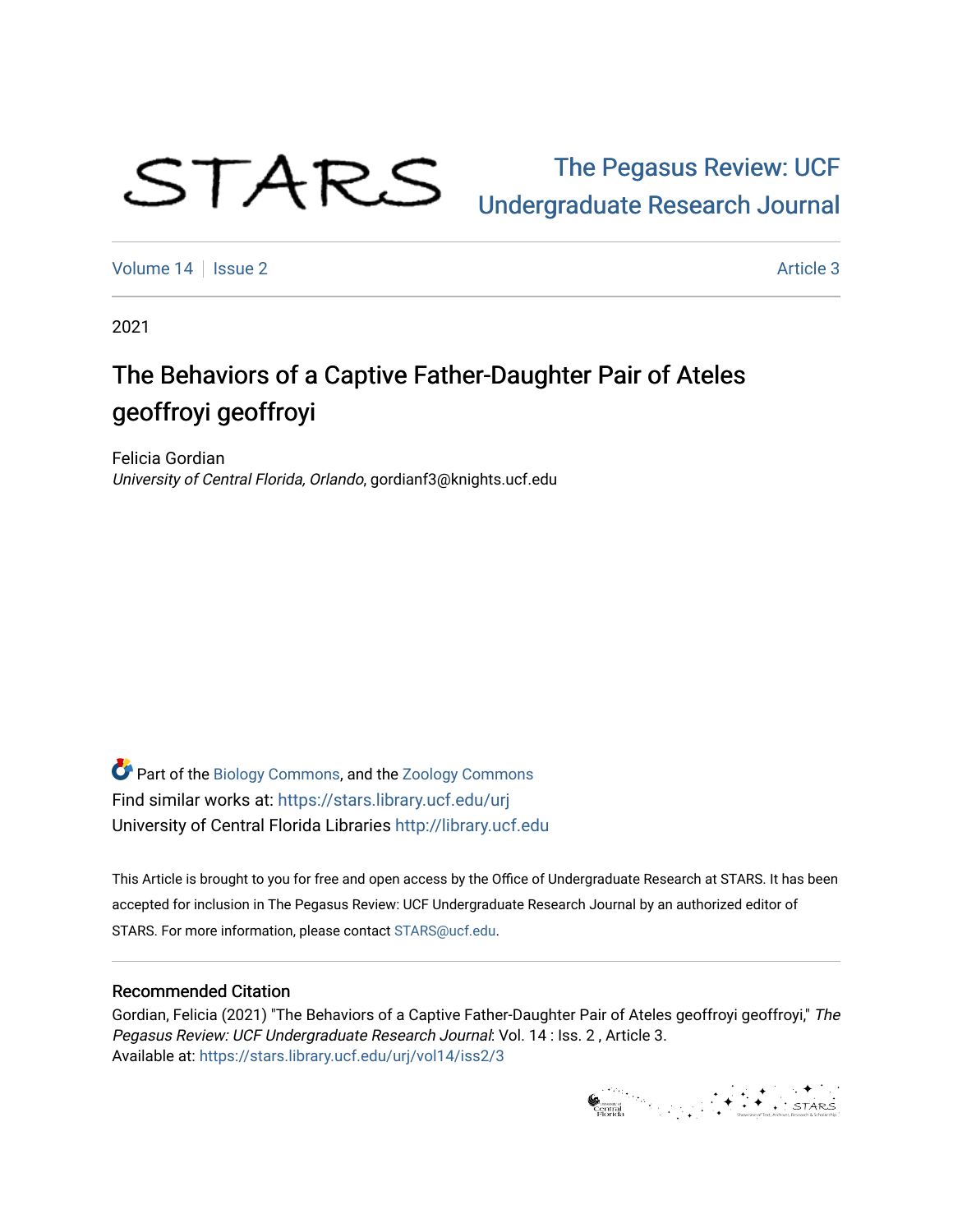STARS

The Pegasus Review: UCF Undergraduate Research Journal

Volume 14 | Issue 2 | Article 3

2021

# The Behaviors of a Captive Father-Daughter Pair of Ateles geoffroyi geoffroyi

Felicia Gordian
*University of Central Florida, Orlando*, gordianf3@knights.ucf.edu

Part of the Biology Commons, and the Zoology Commons
Find similar works at: https://stars.library.ucf.edu/urj
University of Central Florida Libraries http://library.ucf.edu

This Article is brought to you for free and open access by the Office of Undergraduate Research at STARS. It has been accepted for inclusion in The Pegasus Review: UCF Undergraduate Research Journal by an authorized editor of STARS. For more information, please contact STARS@ucf.edu.

## Recommended Citation

Gordian, Felicia (2021) "The Behaviors of a Captive Father-Daughter Pair of Ateles geoffroyi geoffroyi," *The Pegasus Review: UCF Undergraduate Research Journal*: Vol. 14 : Iss. 2 , Article 3.
Available at: https://stars.library.ucf.edu/urj/vol14/iss2/3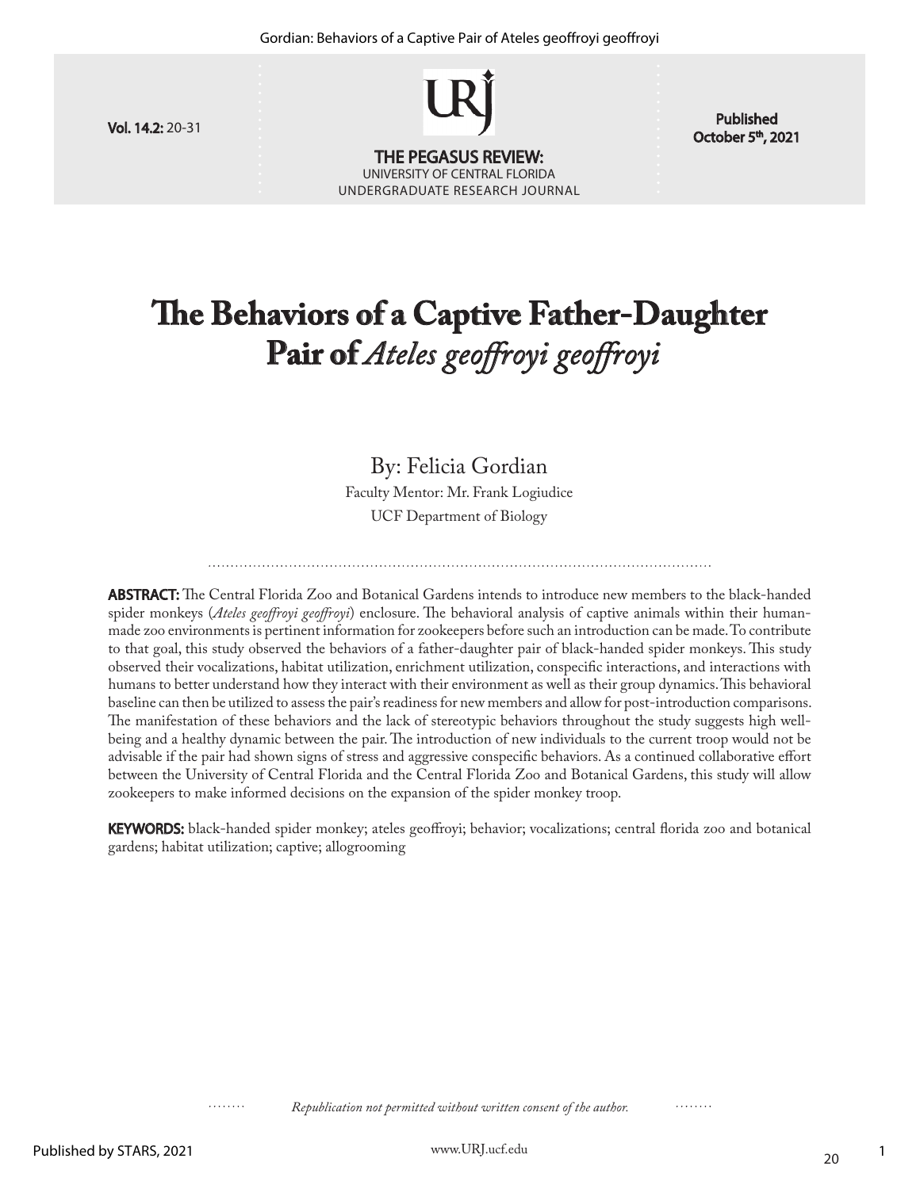# The Behaviors of a Captive Father-Daughter Pair of *Ateles geoffroyi geoffroyi*

By: Felicia Gordian

Faculty Mentor: Mr. Frank Logiudice

UCF Department of Biology

**ABSTRACT:** The Central Florida Zoo and Botanical Gardens intends to introduce new members to the black-handed spider monkeys (*Ateles geoffroyi geoffroyi*) enclosure. The behavioral analysis of captive animals within their human-made zoo environments is pertinent information for zookeepers before such an introduction can be made. To contribute to that goal, this study observed the behaviors of a father-daughter pair of black-handed spider monkeys. This study observed their vocalizations, habitat utilization, enrichment utilization, conspecific interactions, and interactions with humans to better understand how they interact with their environment as well as their group dynamics. This behavioral baseline can then be utilized to assess the pair's readiness for new members and allow for post-introduction comparisons. The manifestation of these behaviors and the lack of stereotypic behaviors throughout the study suggests high well-being and a healthy dynamic between the pair. The introduction of new individuals to the current troop would not be advisable if the pair had shown signs of stress and aggressive conspecific behaviors. As a continued collaborative effort between the University of Central Florida and the Central Florida Zoo and Botanical Gardens, this study will allow zookeepers to make informed decisions on the expansion of the spider monkey troop.

**KEYWORDS:** black-handed spider monkey; ateles geoffroyi; behavior; vocalizations; central florida zoo and botanical gardens; habitat utilization; captive; allogrooming

*Republication not permitted without written consent of the author.*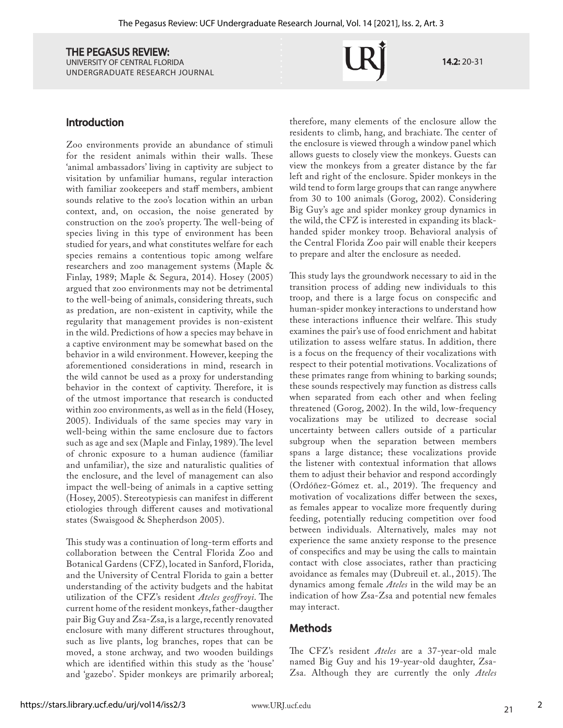## Introduction

Zoo environments provide an abundance of stimuli for the resident animals within their walls. These 'animal ambassadors' living in captivity are subject to visitation by unfamiliar humans, regular interaction with familiar zookeepers and staff members, ambient sounds relative to the zoo's location within an urban context, and, on occasion, the noise generated by construction on the zoo's property. The well-being of species living in this type of environment has been studied for years, and what constitutes welfare for each species remains a contentious topic among welfare researchers and zoo management systems (Maple & Finlay, 1989; Maple & Segura, 2014). Hosey (2005) argued that zoo environments may not be detrimental to the well-being of animals, considering threats, such as predation, are non-existent in captivity, while the regularity that management provides is non-existent in the wild. Predictions of how a species may behave in a captive environment may be somewhat based on the behavior in a wild environment. However, keeping the aforementioned considerations in mind, research in the wild cannot be used as a proxy for understanding behavior in the context of captivity. Therefore, it is of the utmost importance that research is conducted within zoo environments, as well as in the field (Hosey, 2005). Individuals of the same species may vary in well-being within the same enclosure due to factors such as age and sex (Maple and Finlay, 1989). The level of chronic exposure to a human audience (familiar and unfamiliar), the size and naturalistic qualities of the enclosure, and the level of management can also impact the well-being of animals in a captive setting (Hosey, 2005). Stereotypiesis can manifest in different etiologies through different causes and motivational states (Swaisgood & Shepherdson 2005).

This study was a continuation of long-term efforts and collaboration between the Central Florida Zoo and Botanical Gardens (CFZ), located in Sanford, Florida, and the University of Central Florida to gain a better understanding of the activity budgets and the habitat utilization of the CFZ's resident *Ateles geoffroyi*. The current home of the resident monkeys, father-daugther pair Big Guy and Zsa-Zsa, is a large, recently renovated enclosure with many different structures throughout, such as live plants, log branches, ropes that can be moved, a stone archway, and two wooden buildings which are identified within this study as the 'house' and 'gazebo'. Spider monkeys are primarily arboreal; therefore, many elements of the enclosure allow the residents to climb, hang, and brachiate. The center of the enclosure is viewed through a window panel which allows guests to closely view the monkeys. Guests can view the monkeys from a greater distance by the far left and right of the enclosure. Spider monkeys in the wild tend to form large groups that can range anywhere from 30 to 100 animals (Gorog, 2002). Considering Big Guy's age and spider monkey group dynamics in the wild, the CFZ is interested in expanding its black-handed spider monkey troop. Behavioral analysis of the Central Florida Zoo pair will enable their keepers to prepare and alter the enclosure as needed.

This study lays the groundwork necessary to aid in the transition process of adding new individuals to this troop, and there is a large focus on conspecific and human-spider monkey interactions to understand how these interactions influence their welfare. This study examines the pair's use of food enrichment and habitat utilization to assess welfare status. In addition, there is a focus on the frequency of their vocalizations with respect to their potential motivations. Vocalizations of these primates range from whining to barking sounds; these sounds respectively may function as distress calls when separated from each other and when feeling threatened (Gorog, 2002). In the wild, low-frequency vocalizations may be utilized to decrease social uncertainty between callers outside of a particular subgroup when the separation between members spans a large distance; these vocalizations provide the listener with contextual information that allows them to adjust their behavior and respond accordingly (Ordóñez-Gómez et. al., 2019). The frequency and motivation of vocalizations differ between the sexes, as females appear to vocalize more frequently during feeding, potentially reducing competition over food between individuals. Alternatively, males may not experience the same anxiety response to the presence of conspecifics and may be using the calls to maintain contact with close associates, rather than practicing avoidance as females may (Dubreuil et. al., 2015). The dynamics among female *Ateles* in the wild may be an indication of how Zsa-Zsa and potential new females may interact.

## Methods

The CFZ's resident *Ateles* are a 37-year-old male named Big Guy and his 19-year-old daughter, Zsa-Zsa. Although they are currently the only *Ateles*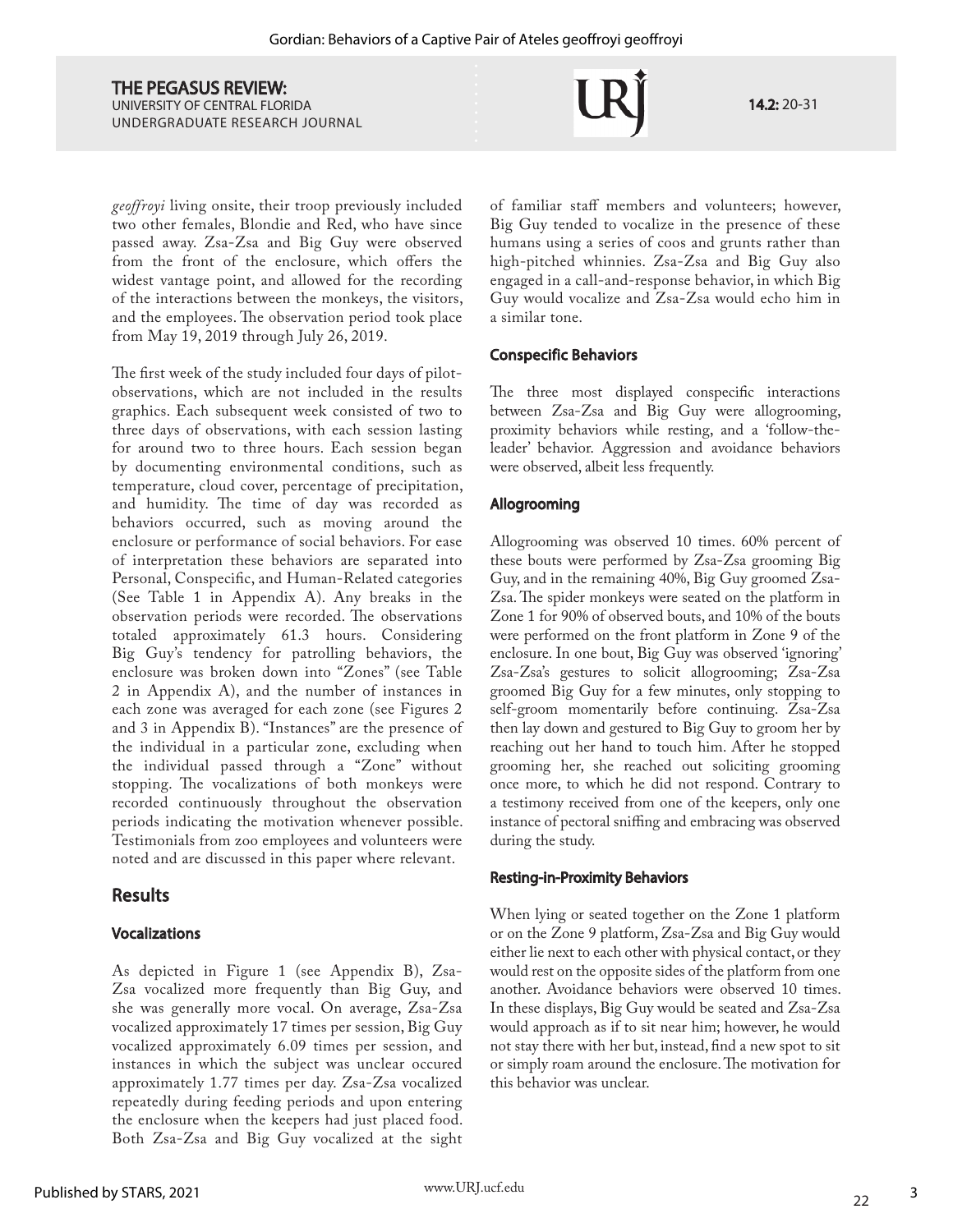*geoffroyi* living onsite, their troop previously included two other females, Blondie and Red, who have since passed away. Zsa-Zsa and Big Guy were observed from the front of the enclosure, which offers the widest vantage point, and allowed for the recording of the interactions between the monkeys, the visitors, and the employees. The observation period took place from May 19, 2019 through July 26, 2019.

The first week of the study included four days of pilot-observations, which are not included in the results graphics. Each subsequent week consisted of two to three days of observations, with each session lasting for around two to three hours. Each session began by documenting environmental conditions, such as temperature, cloud cover, percentage of precipitation, and humidity. The time of day was recorded as behaviors occurred, such as moving around the enclosure or performance of social behaviors. For ease of interpretation these behaviors are separated into Personal, Conspecific, and Human-Related categories (See Table 1 in Appendix A). Any breaks in the observation periods were recorded. The observations totaled approximately 61.3 hours. Considering Big Guy's tendency for patrolling behaviors, the enclosure was broken down into "Zones" (see Table 2 in Appendix A), and the number of instances in each zone was averaged for each zone (see Figures 2 and 3 in Appendix B). "Instances" are the presence of the individual in a particular zone, excluding when the individual passed through a "Zone" without stopping. The vocalizations of both monkeys were recorded continuously throughout the observation periods indicating the motivation whenever possible. Testimonials from zoo employees and volunteers were noted and are discussed in this paper where relevant.

## Results

### Vocalizations

As depicted in Figure 1 (see Appendix B), Zsa-Zsa vocalized more frequently than Big Guy, and she was generally more vocal. On average, Zsa-Zsa vocalized approximately 17 times per session, Big Guy vocalized approximately 6.09 times per session, and instances in which the subject was unclear occured approximately 1.77 times per day. Zsa-Zsa vocalized repeatedly during feeding periods and upon entering the enclosure when the keepers had just placed food. Both Zsa-Zsa and Big Guy vocalized at the sight of familiar staff members and volunteers; however, Big Guy tended to vocalize in the presence of these humans using a series of coos and grunts rather than high-pitched whinnies. Zsa-Zsa and Big Guy also engaged in a call-and-response behavior, in which Big Guy would vocalize and Zsa-Zsa would echo him in a similar tone.

### Conspecific Behaviors

The three most displayed conspecific interactions between Zsa-Zsa and Big Guy were allogrooming, proximity behaviors while resting, and a 'follow-the-leader' behavior. Aggression and avoidance behaviors were observed, albeit less frequently.

### Allogrooming

Allogrooming was observed 10 times. 60% percent of these bouts were performed by Zsa-Zsa grooming Big Guy, and in the remaining 40%, Big Guy groomed Zsa-Zsa. The spider monkeys were seated on the platform in Zone 1 for 90% of observed bouts, and 10% of the bouts were performed on the front platform in Zone 9 of the enclosure. In one bout, Big Guy was observed 'ignoring' Zsa-Zsa's gestures to solicit allogrooming; Zsa-Zsa groomed Big Guy for a few minutes, only stopping to self-groom momentarily before continuing. Zsa-Zsa then lay down and gestured to Big Guy to groom her by reaching out her hand to touch him. After he stopped grooming her, she reached out soliciting grooming once more, to which he did not respond. Contrary to a testimony received from one of the keepers, only one instance of pectoral sniffing and embracing was observed during the study.

### Resting-in-Proximity Behaviors

When lying or seated together on the Zone 1 platform or on the Zone 9 platform, Zsa-Zsa and Big Guy would either lie next to each other with physical contact, or they would rest on the opposite sides of the platform from one another. Avoidance behaviors were observed 10 times. In these displays, Big Guy would be seated and Zsa-Zsa would approach as if to sit near him; however, he would not stay there with her but, instead, find a new spot to sit or simply roam around the enclosure. The motivation for this behavior was unclear.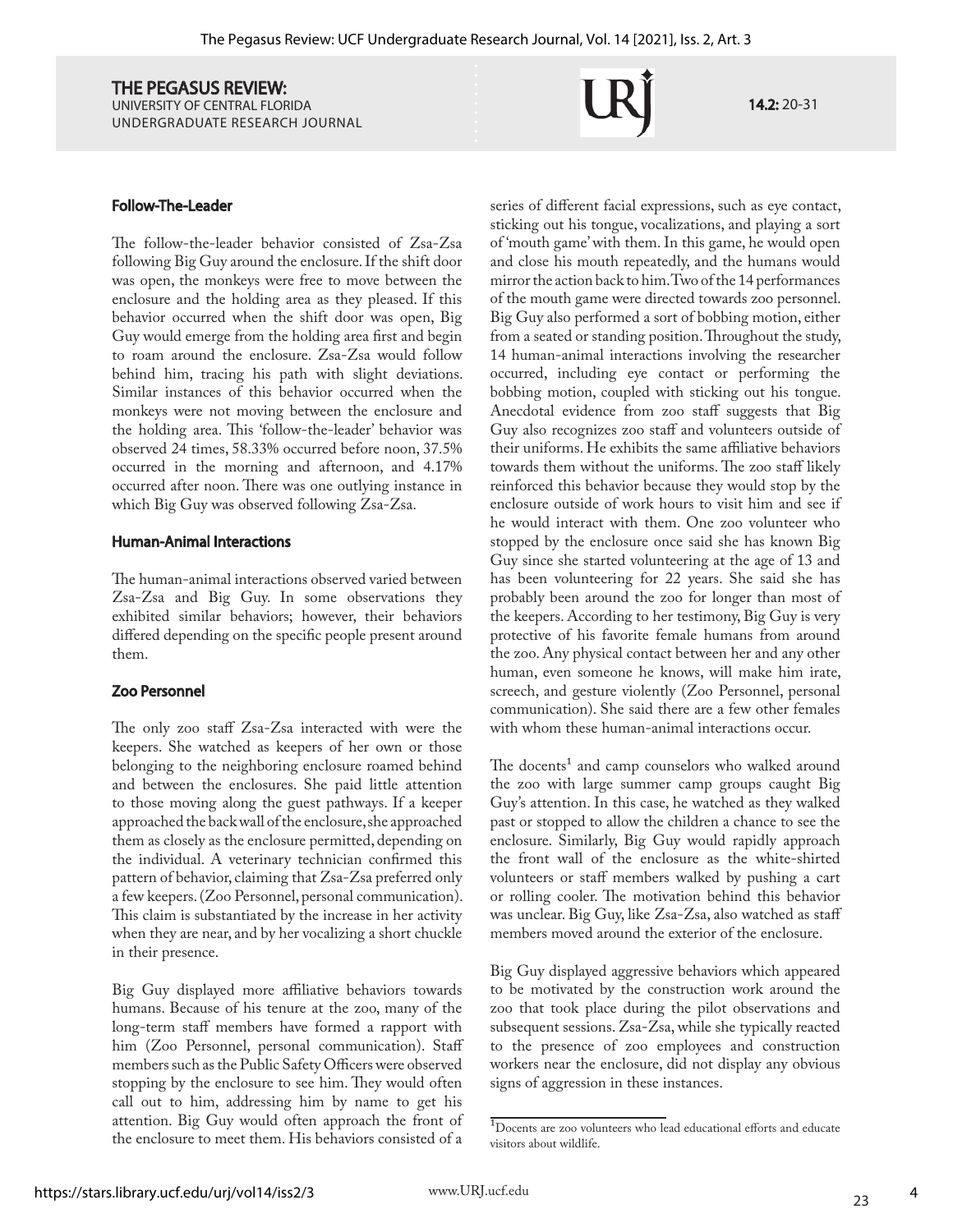### Follow-The-Leader

The follow-the-leader behavior consisted of Zsa-Zsa following Big Guy around the enclosure. If the shift door was open, the monkeys were free to move between the enclosure and the holding area as they pleased. If this behavior occurred when the shift door was open, Big Guy would emerge from the holding area first and begin to roam around the enclosure. Zsa-Zsa would follow behind him, tracing his path with slight deviations. Similar instances of this behavior occurred when the monkeys were not moving between the enclosure and the holding area. This 'follow-the-leader' behavior was observed 24 times, 58.33% occurred before noon, 37.5% occurred in the morning and afternoon, and 4.17% occurred after noon. There was one outlying instance in which Big Guy was observed following Zsa-Zsa.

### Human-Animal Interactions

The human-animal interactions observed varied between Zsa-Zsa and Big Guy. In some observations they exhibited similar behaviors; however, their behaviors differed depending on the specific people present around them.

### Zoo Personnel

The only zoo staff Zsa-Zsa interacted with were the keepers. She watched as keepers of her own or those belonging to the neighboring enclosure roamed behind and between the enclosures. She paid little attention to those moving along the guest pathways. If a keeper approached the back wall of the enclosure, she approached them as closely as the enclosure permitted, depending on the individual. A veterinary technician confirmed this pattern of behavior, claiming that Zsa-Zsa preferred only a few keepers. (Zoo Personnel, personal communication). This claim is substantiated by the increase in her activity when they are near, and by her vocalizing a short chuckle in their presence.

Big Guy displayed more affiliative behaviors towards humans. Because of his tenure at the zoo, many of the long-term staff members have formed a rapport with him (Zoo Personnel, personal communication). Staff members such as the Public Safety Officers were observed stopping by the enclosure to see him. They would often call out to him, addressing him by name to get his attention. Big Guy would often approach the front of the enclosure to meet them. His behaviors consisted of a series of different facial expressions, such as eye contact, sticking out his tongue, vocalizations, and playing a sort of 'mouth game' with them. In this game, he would open and close his mouth repeatedly, and the humans would mirror the action back to him. Two of the 14 performances of the mouth game were directed towards zoo personnel. Big Guy also performed a sort of bobbing motion, either from a seated or standing position. Throughout the study, 14 human-animal interactions involving the researcher occurred, including eye contact or performing the bobbing motion, coupled with sticking out his tongue. Anecdotal evidence from zoo staff suggests that Big Guy also recognizes zoo staff and volunteers outside of their uniforms. He exhibits the same affiliative behaviors towards them without the uniforms. The zoo staff likely reinforced this behavior because they would stop by the enclosure outside of work hours to visit him and see if he would interact with them. One zoo volunteer who stopped by the enclosure once said she has known Big Guy since she started volunteering at the age of 13 and has been volunteering for 22 years. She said she has probably been around the zoo for longer than most of the keepers. According to her testimony, Big Guy is very protective of his favorite female humans from around the zoo. Any physical contact between her and any other human, even someone he knows, will make him irate, screech, and gesture violently (Zoo Personnel, personal communication). She said there are a few other females with whom these human-animal interactions occur.

The docents[1] and camp counselors who walked around the zoo with large summer camp groups caught Big Guy's attention. In this case, he watched as they walked past or stopped to allow the children a chance to see the enclosure. Similarly, Big Guy would rapidly approach the front wall of the enclosure as the white-shirted volunteers or staff members walked by pushing a cart or rolling cooler. The motivation behind this behavior was unclear. Big Guy, like Zsa-Zsa, also watched as staff members moved around the exterior of the enclosure.

Big Guy displayed aggressive behaviors which appeared to be motivated by the construction work around the zoo that took place during the pilot observations and subsequent sessions. Zsa-Zsa, while she typically reacted to the presence of zoo employees and construction workers near the enclosure, did not display any obvious signs of aggression in these instances.

[1] Docents are zoo volunteers who lead educational efforts and educate visitors about wildlife.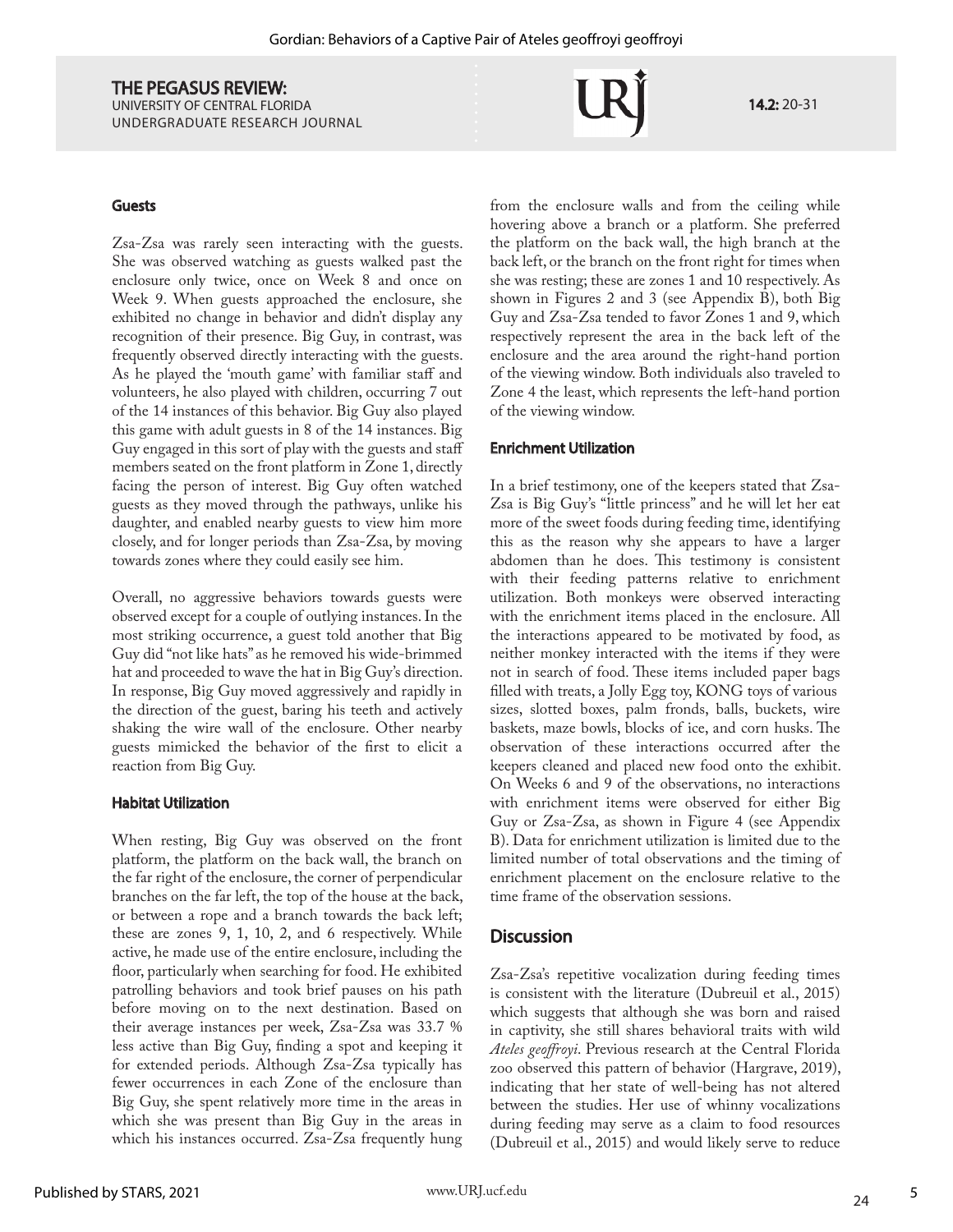### Guests

Zsa-Zsa was rarely seen interacting with the guests. She was observed watching as guests walked past the enclosure only twice, once on Week 8 and once on Week 9. When guests approached the enclosure, she exhibited no change in behavior and didn't display any recognition of their presence. Big Guy, in contrast, was frequently observed directly interacting with the guests. As he played the 'mouth game' with familiar staff and volunteers, he also played with children, occurring 7 out of the 14 instances of this behavior. Big Guy also played this game with adult guests in 8 of the 14 instances. Big Guy engaged in this sort of play with the guests and staff members seated on the front platform in Zone 1, directly facing the person of interest. Big Guy often watched guests as they moved through the pathways, unlike his daughter, and enabled nearby guests to view him more closely, and for longer periods than Zsa-Zsa, by moving towards zones where they could easily see him.

Overall, no aggressive behaviors towards guests were observed except for a couple of outlying instances. In the most striking occurrence, a guest told another that Big Guy did "not like hats" as he removed his wide-brimmed hat and proceeded to wave the hat in Big Guy's direction. In response, Big Guy moved aggressively and rapidly in the direction of the guest, baring his teeth and actively shaking the wire wall of the enclosure. Other nearby guests mimicked the behavior of the first to elicit a reaction from Big Guy.

### Habitat Utilization

When resting, Big Guy was observed on the front platform, the platform on the back wall, the branch on the far right of the enclosure, the corner of perpendicular branches on the far left, the top of the house at the back, or between a rope and a branch towards the back left; these are zones 9, 1, 10, 2, and 6 respectively. While active, he made use of the entire enclosure, including the floor, particularly when searching for food. He exhibited patrolling behaviors and took brief pauses on his path before moving on to the next destination. Based on their average instances per week, Zsa-Zsa was 33.7 % less active than Big Guy, finding a spot and keeping it for extended periods. Although Zsa-Zsa typically has fewer occurrences in each Zone of the enclosure than Big Guy, she spent relatively more time in the areas in which she was present than Big Guy in the areas in which his instances occurred. Zsa-Zsa frequently hung from the enclosure walls and from the ceiling while hovering above a branch or a platform. She preferred the platform on the back wall, the high branch at the back left, or the branch on the front right for times when she was resting; these are zones 1 and 10 respectively. As shown in Figures 2 and 3 (see Appendix B), both Big Guy and Zsa-Zsa tended to favor Zones 1 and 9, which respectively represent the area in the back left of the enclosure and the area around the right-hand portion of the viewing window. Both individuals also traveled to Zone 4 the least, which represents the left-hand portion of the viewing window.

### Enrichment Utilization

In a brief testimony, one of the keepers stated that Zsa-Zsa is Big Guy's "little princess" and he will let her eat more of the sweet foods during feeding time, identifying this as the reason why she appears to have a larger abdomen than he does. This testimony is consistent with their feeding patterns relative to enrichment utilization. Both monkeys were observed interacting with the enrichment items placed in the enclosure. All the interactions appeared to be motivated by food, as neither monkey interacted with the items if they were not in search of food. These items included paper bags filled with treats, a Jolly Egg toy, KONG toys of various sizes, slotted boxes, palm fronds, balls, buckets, wire baskets, maze bowls, blocks of ice, and corn husks. The observation of these interactions occurred after the keepers cleaned and placed new food onto the exhibit. On Weeks 6 and 9 of the observations, no interactions with enrichment items were observed for either Big Guy or Zsa-Zsa, as shown in Figure 4 (see Appendix B). Data for enrichment utilization is limited due to the limited number of total observations and the timing of enrichment placement on the enclosure relative to the time frame of the observation sessions.

## Discussion

Zsa-Zsa's repetitive vocalization during feeding times is consistent with the literature (Dubreuil et al., 2015) which suggests that although she was born and raised in captivity, she still shares behavioral traits with wild *Ateles geoffroyi*. Previous research at the Central Florida zoo observed this pattern of behavior (Hargrave, 2019), indicating that her state of well-being has not altered between the studies. Her use of whinny vocalizations during feeding may serve as a claim to food resources (Dubreuil et al., 2015) and would likely serve to reduce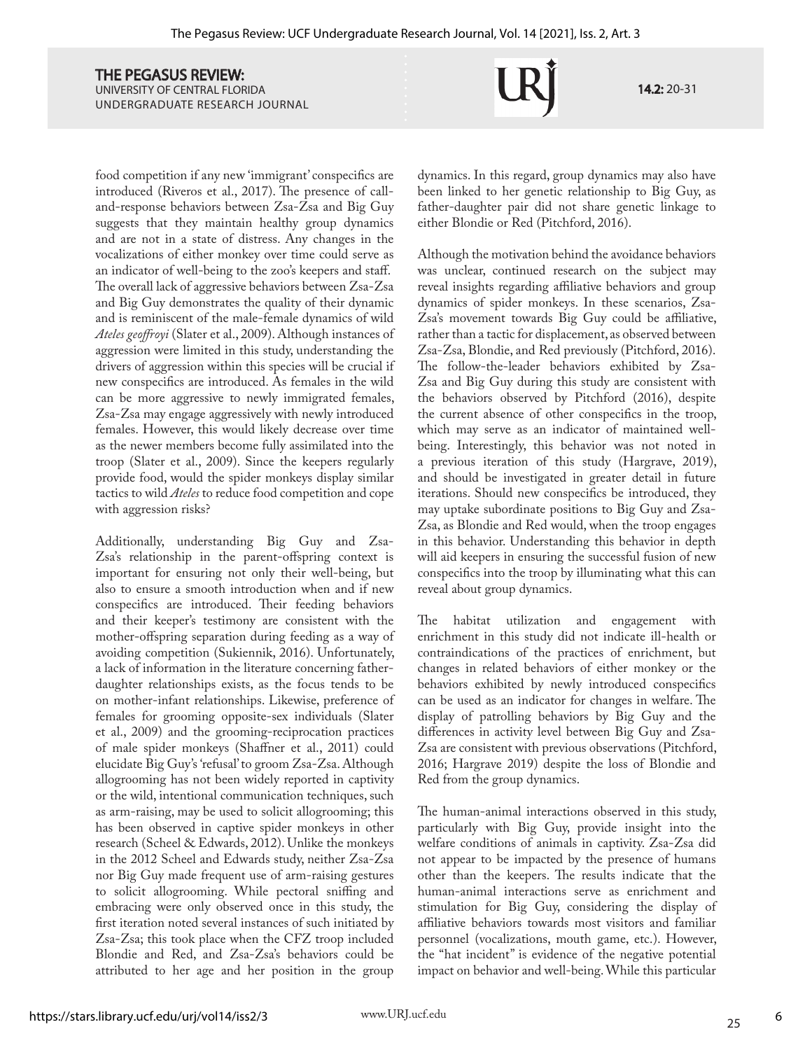food competition if any new 'immigrant' conspecifics are introduced (Riveros et al., 2017). The presence of call-and-response behaviors between Zsa-Zsa and Big Guy suggests that they maintain healthy group dynamics and are not in a state of distress. Any changes in the vocalizations of either monkey over time could serve as an indicator of well-being to the zoo's keepers and staff. The overall lack of aggressive behaviors between Zsa-Zsa and Big Guy demonstrates the quality of their dynamic and is reminiscent of the male-female dynamics of wild *Ateles geoffroyi* (Slater et al., 2009). Although instances of aggression were limited in this study, understanding the drivers of aggression within this species will be crucial if new conspecifics are introduced. As females in the wild can be more aggressive to newly immigrated females, Zsa-Zsa may engage aggressively with newly introduced females. However, this would likely decrease over time as the newer members become fully assimilated into the troop (Slater et al., 2009). Since the keepers regularly provide food, would the spider monkeys display similar tactics to wild *Ateles* to reduce food competition and cope with aggression risks?

Additionally, understanding Big Guy and Zsa-Zsa's relationship in the parent-offspring context is important for ensuring not only their well-being, but also to ensure a smooth introduction when and if new conspecifics are introduced. Their feeding behaviors and their keeper's testimony are consistent with the mother-offspring separation during feeding as a way of avoiding competition (Sukiennik, 2016). Unfortunately, a lack of information in the literature concerning father-daughter relationships exists, as the focus tends to be on mother-infant relationships. Likewise, preference of females for grooming opposite-sex individuals (Slater et al., 2009) and the grooming-reciprocation practices of male spider monkeys (Shaffner et al., 2011) could elucidate Big Guy's 'refusal' to groom Zsa-Zsa. Although allogrooming has not been widely reported in captivity or the wild, intentional communication techniques, such as arm-raising, may be used to solicit allogrooming; this has been observed in captive spider monkeys in other research (Scheel & Edwards, 2012). Unlike the monkeys in the 2012 Scheel and Edwards study, neither Zsa-Zsa nor Big Guy made frequent use of arm-raising gestures to solicit allogrooming. While pectoral sniffing and embracing were only observed once in this study, the first iteration noted several instances of such initiated by Zsa-Zsa; this took place when the CFZ troop included Blondie and Red, and Zsa-Zsa's behaviors could be attributed to her age and her position in the group dynamics. In this regard, group dynamics may also have been linked to her genetic relationship to Big Guy, as father-daughter pair did not share genetic linkage to either Blondie or Red (Pitchford, 2016).

Although the motivation behind the avoidance behaviors was unclear, continued research on the subject may reveal insights regarding affiliative behaviors and group dynamics of spider monkeys. In these scenarios, Zsa-Zsa's movement towards Big Guy could be affiliative, rather than a tactic for displacement, as observed between Zsa-Zsa, Blondie, and Red previously (Pitchford, 2016). The follow-the-leader behaviors exhibited by Zsa-Zsa and Big Guy during this study are consistent with the behaviors observed by Pitchford (2016), despite the current absence of other conspecifics in the troop, which may serve as an indicator of maintained well-being. Interestingly, this behavior was not noted in a previous iteration of this study (Hargrave, 2019), and should be investigated in greater detail in future iterations. Should new conspecifics be introduced, they may uptake subordinate positions to Big Guy and Zsa-Zsa, as Blondie and Red would, when the troop engages in this behavior. Understanding this behavior in depth will aid keepers in ensuring the successful fusion of new conspecifics into the troop by illuminating what this can reveal about group dynamics.

The habitat utilization and engagement with enrichment in this study did not indicate ill-health or contraindications of the practices of enrichment, but changes in related behaviors of either monkey or the behaviors exhibited by newly introduced conspecifics can be used as an indicator for changes in welfare. The display of patrolling behaviors by Big Guy and the differences in activity level between Big Guy and Zsa-Zsa are consistent with previous observations (Pitchford, 2016; Hargrave 2019) despite the loss of Blondie and Red from the group dynamics.

The human-animal interactions observed in this study, particularly with Big Guy, provide insight into the welfare conditions of animals in captivity. Zsa-Zsa did not appear to be impacted by the presence of humans other than the keepers. The results indicate that the human-animal interactions serve as enrichment and stimulation for Big Guy, considering the display of affiliative behaviors towards most visitors and familiar personnel (vocalizations, mouth game, etc.). However, the "hat incident" is evidence of the negative potential impact on behavior and well-being. While this particular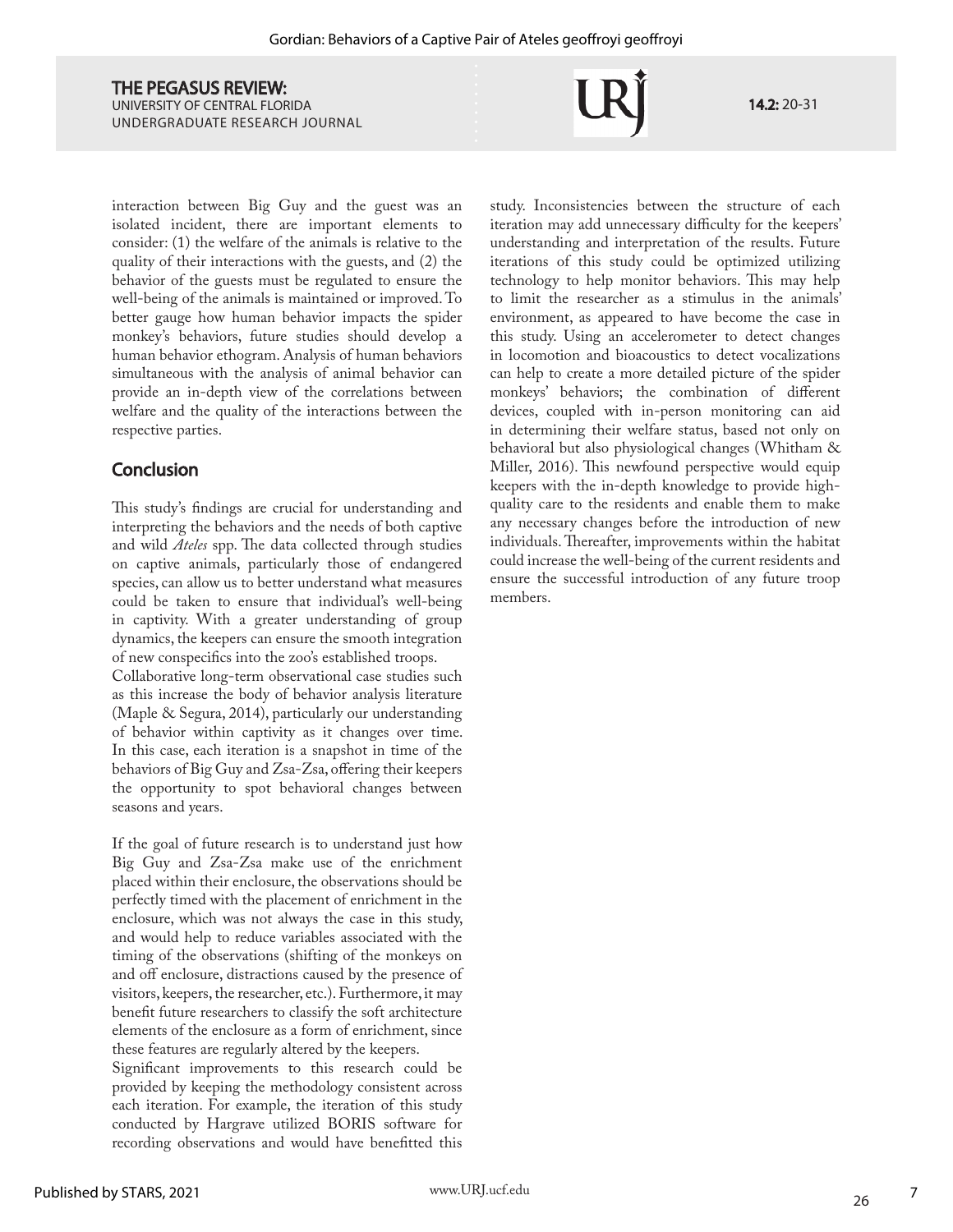interaction between Big Guy and the guest was an isolated incident, there are important elements to consider: (1) the welfare of the animals is relative to the quality of their interactions with the guests, and (2) the behavior of the guests must be regulated to ensure the well-being of the animals is maintained or improved. To better gauge how human behavior impacts the spider monkey's behaviors, future studies should develop a human behavior ethogram. Analysis of human behaviors simultaneous with the analysis of animal behavior can provide an in-depth view of the correlations between welfare and the quality of the interactions between the respective parties.

## Conclusion

This study's findings are crucial for understanding and interpreting the behaviors and the needs of both captive and wild *Ateles* spp. The data collected through studies on captive animals, particularly those of endangered species, can allow us to better understand what measures could be taken to ensure that individual's well-being in captivity. With a greater understanding of group dynamics, the keepers can ensure the smooth integration of new conspecifics into the zoo's established troops.

Collaborative long-term observational case studies such as this increase the body of behavior analysis literature (Maple & Segura, 2014), particularly our understanding of behavior within captivity as it changes over time. In this case, each iteration is a snapshot in time of the behaviors of Big Guy and Zsa-Zsa, offering their keepers the opportunity to spot behavioral changes between seasons and years.

If the goal of future research is to understand just how Big Guy and Zsa-Zsa make use of the enrichment placed within their enclosure, the observations should be perfectly timed with the placement of enrichment in the enclosure, which was not always the case in this study, and would help to reduce variables associated with the timing of the observations (shifting of the monkeys on and off enclosure, distractions caused by the presence of visitors, keepers, the researcher, etc.). Furthermore, it may benefit future researchers to classify the soft architecture elements of the enclosure as a form of enrichment, since these features are regularly altered by the keepers.

Significant improvements to this research could be provided by keeping the methodology consistent across each iteration. For example, the iteration of this study conducted by Hargrave utilized BORIS software for recording observations and would have benefitted this study. Inconsistencies between the structure of each iteration may add unnecessary difficulty for the keepers' understanding and interpretation of the results. Future iterations of this study could be optimized utilizing technology to help monitor behaviors. This may help to limit the researcher as a stimulus in the animals' environment, as appeared to have become the case in this study. Using an accelerometer to detect changes in locomotion and bioacoustics to detect vocalizations can help to create a more detailed picture of the spider monkeys' behaviors; the combination of different devices, coupled with in-person monitoring can aid in determining their welfare status, based not only on behavioral but also physiological changes (Whitham & Miller, 2016). This newfound perspective would equip keepers with the in-depth knowledge to provide high-quality care to the residents and enable them to make any necessary changes before the introduction of new individuals. Thereafter, improvements within the habitat could increase the well-being of the current residents and ensure the successful introduction of any future troop members.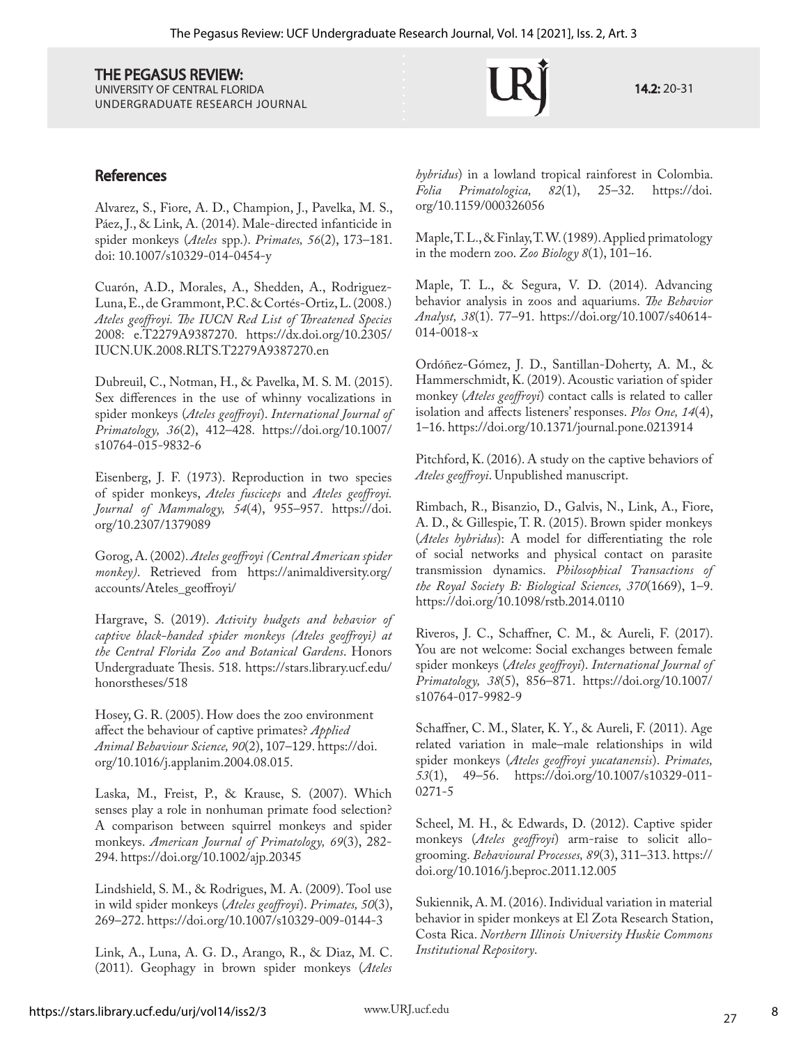## References

Alvarez, S., Fiore, A. D., Champion, J., Pavelka, M. S., Páez, J., & Link, A. (2014). Male-directed infanticide in spider monkeys (*Ateles* spp.). *Primates, 56*(2), 173–181. doi: 10.1007/s10329-014-0454-y

Cuarón, A.D., Morales, A., Shedden, A., Rodriguez-Luna, E., de Grammont, P.C. & Cortés-Ortiz, L. (2008.) *Ateles geoffroyi. The IUCN Red List of Threatened Species* 2008: e.T2279A9387270. https://dx.doi.org/10.2305/IUCN.UK.2008.RLTS.T2279A9387270.en

Dubreuil, C., Notman, H., & Pavelka, M. S. M. (2015). Sex differences in the use of whinny vocalizations in spider monkeys (*Ateles geoffroyi*). *International Journal of Primatology, 36*(2), 412–428. https://doi.org/10.1007/s10764-015-9832-6

Eisenberg, J. F. (1973). Reproduction in two species of spider monkeys, *Ateles fusciceps* and *Ateles geoffroyi. Journal of Mammalogy, 54*(4), 955–957. https://doi.org/10.2307/1379089

Gorog, A. (2002). *Ateles geoffroyi (Central American spider monkey)*. Retrieved from https://animaldiversity.org/accounts/Ateles_geoffroyi/

Hargrave, S. (2019). *Activity budgets and behavior of captive black-handed spider monkeys (Ateles geoffroyi) at the Central Florida Zoo and Botanical Gardens*. Honors Undergraduate Thesis. 518. https://stars.library.ucf.edu/honorstheses/518

Hosey, G. R. (2005). How does the zoo environment affect the behaviour of captive primates? *Applied Animal Behaviour Science, 90*(2), 107–129. https://doi.org/10.1016/j.applanim.2004.08.015.

Laska, M., Freist, P., & Krause, S. (2007). Which senses play a role in nonhuman primate food selection? A comparison between squirrel monkeys and spider monkeys. *American Journal of Primatology, 69*(3), 282-294. https://doi.org/10.1002/ajp.20345

Lindshield, S. M., & Rodrigues, M. A. (2009). Tool use in wild spider monkeys (*Ateles geoffroyi*). *Primates, 50*(3), 269–272. https://doi.org/10.1007/s10329-009-0144-3

Link, A., Luna, A. G. D., Arango, R., & Diaz, M. C. (2011). Geophagy in brown spider monkeys (*Ateles hybridus*) in a lowland tropical rainforest in Colombia. *Folia Primatologica, 82*(1), 25–32. https://doi.org/10.1159/000326056

Maple, T. L., & Finlay, T. W. (1989). Applied primatology in the modern zoo. *Zoo Biology 8*(1), 101–16.

Maple, T. L., & Segura, V. D. (2014). Advancing behavior analysis in zoos and aquariums. *The Behavior Analyst, 38*(1). 77–91. https://doi.org/10.1007/s40614-014-0018-x

Ordóñez-Gómez, J. D., Santillan-Doherty, A. M., & Hammerschmidt, K. (2019). Acoustic variation of spider monkey (*Ateles geoffroyi*) contact calls is related to caller isolation and affects listeners' responses. *Plos One, 14*(4), 1–16. https://doi.org/10.1371/journal.pone.0213914

Pitchford, K. (2016). A study on the captive behaviors of *Ateles geoffroyi*. Unpublished manuscript.

Rimbach, R., Bisanzio, D., Galvis, N., Link, A., Fiore, A. D., & Gillespie, T. R. (2015). Brown spider monkeys (*Ateles hybridus*): A model for differentiating the role of social networks and physical contact on parasite transmission dynamics. *Philosophical Transactions of the Royal Society B: Biological Sciences, 370*(1669), 1–9. https://doi.org/10.1098/rstb.2014.0110

Riveros, J. C., Schaffner, C. M., & Aureli, F. (2017). You are not welcome: Social exchanges between female spider monkeys (*Ateles geoffroyi*). *International Journal of Primatology, 38*(5), 856–871. https://doi.org/10.1007/s10764-017-9982-9

Schaffner, C. M., Slater, K. Y., & Aureli, F. (2011). Age related variation in male–male relationships in wild spider monkeys (*Ateles geoffroyi yucatanensis*). *Primates, 53*(1), 49–56. https://doi.org/10.1007/s10329-011-0271-5

Scheel, M. H., & Edwards, D. (2012). Captive spider monkeys (*Ateles geoffroyi*) arm-raise to solicit allo-grooming. *Behavioural Processes, 89*(3), 311–313. https://doi.org/10.1016/j.beproc.2011.12.005

Sukiennik, A. M. (2016). Individual variation in material behavior in spider monkeys at El Zota Research Station, Costa Rica. *Northern Illinois University Huskie Commons Institutional Repository*.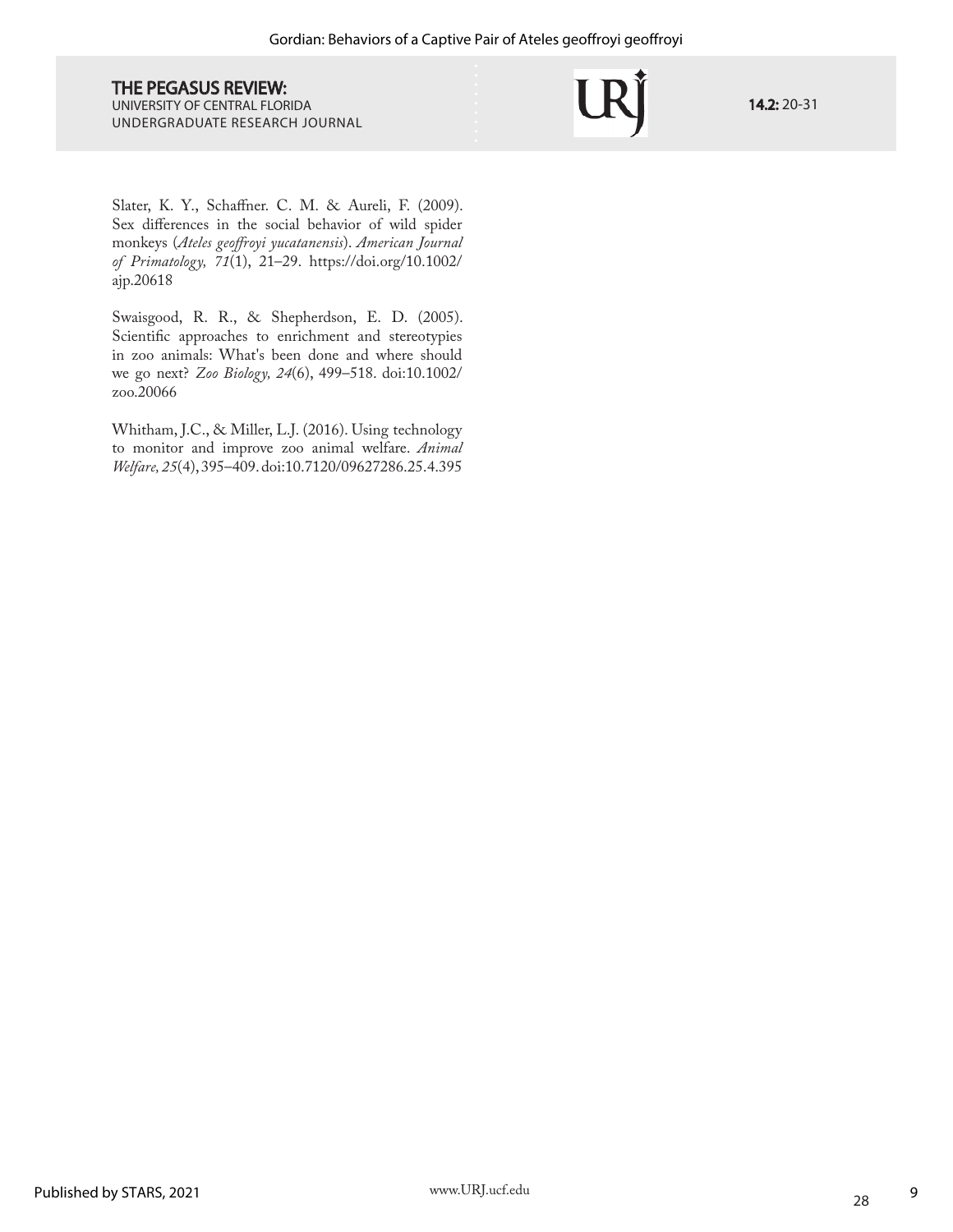Slater, K. Y., Schaffner. C. M. & Aureli, F. (2009). Sex differences in the social behavior of wild spider monkeys (*Ateles geoffroyi yucatanensis*). *American Journal of Primatology, 71*(1), 21–29. https://doi.org/10.1002/ajp.20618

Swaisgood, R. R., & Shepherdson, E. D. (2005). Scientific approaches to enrichment and stereotypies in zoo animals: What's been done and where should we go next? *Zoo Biology, 24*(6), 499–518. doi:10.1002/zoo.20066

Whitham, J.C., & Miller, L.J. (2016). Using technology to monitor and improve zoo animal welfare. *Animal Welfare, 25*(4), 395–409. doi:10.7120/09627286.25.4.395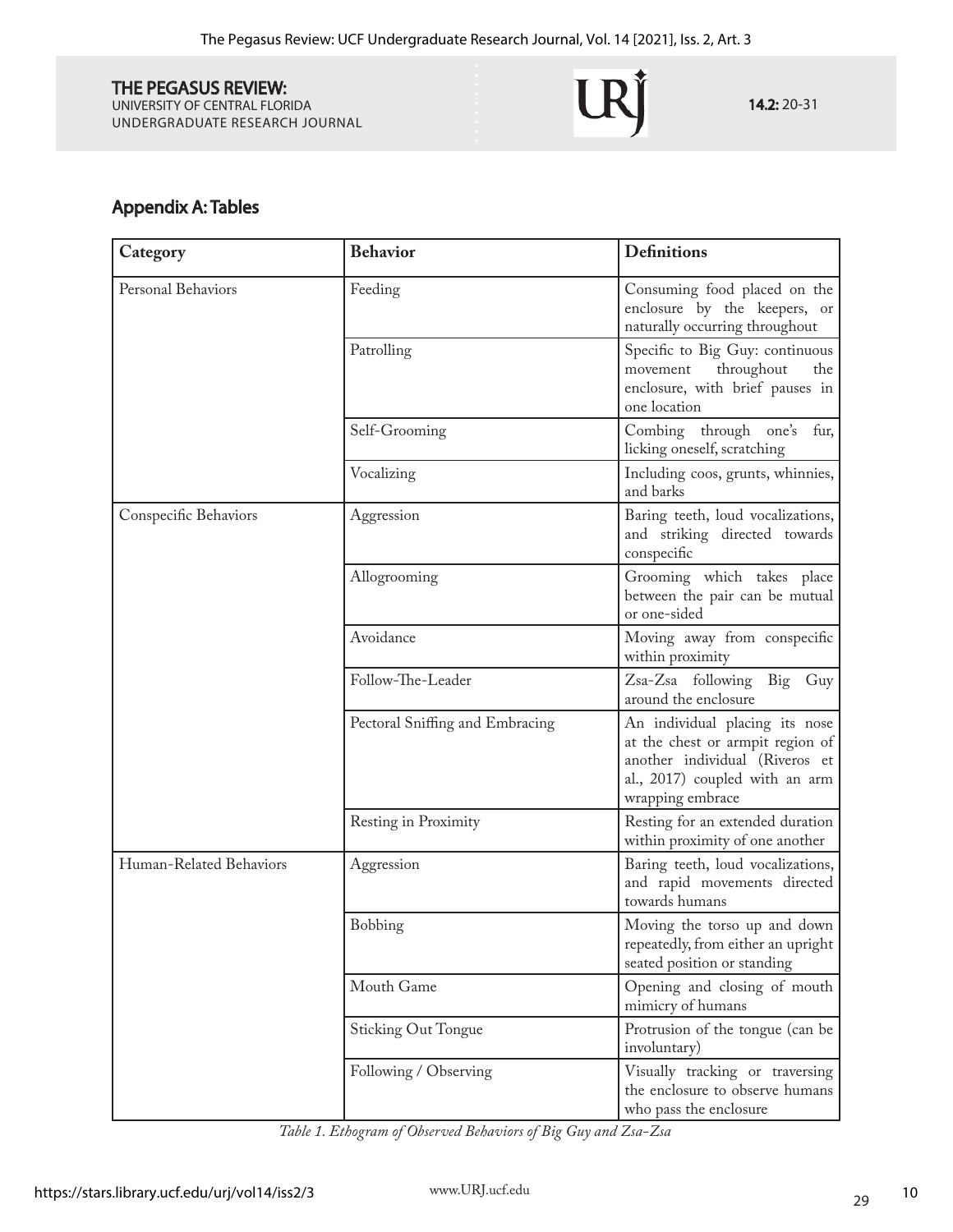## Appendix A: Tables

| Category | Behavior | Definitions |
|---|---|---|
| Personal Behaviors | Feeding | Consuming food placed on the enclosure by the keepers, or naturally occurring throughout |
| | Patrolling | Specific to Big Guy: continuous movement throughout the enclosure, with brief pauses in one location |
| | Self-Grooming | Combing through one's fur, licking oneself, scratching |
| | Vocalizing | Including coos, grunts, whinnies, and barks |
| Conspecific Behaviors | Aggression | Baring teeth, loud vocalizations, and striking directed towards conspecific |
| | Allogrooming | Grooming which takes place between the pair can be mutual or one-sided |
| | Avoidance | Moving away from conspecific within proximity |
| | Follow-The-Leader | Zsa-Zsa following Big Guy around the enclosure |
| | Pectoral Sniffing and Embracing | An individual placing its nose at the chest or armpit region of another individual (Riveros et al., 2017) coupled with an arm wrapping embrace |
| | Resting in Proximity | Resting for an extended duration within proximity of one another |
| Human-Related Behaviors | Aggression | Baring teeth, loud vocalizations, and rapid movements directed towards humans |
| | Bobbing | Moving the torso up and down repeatedly, from either an upright seated position or standing |
| | Mouth Game | Opening and closing of mouth mimicry of humans |
| | Sticking Out Tongue | Protrusion of the tongue (can be involuntary) |
| | Following / Observing | Visually tracking or traversing the enclosure to observe humans who pass the enclosure |

*Table 1. Ethogram of Observed Behaviors of Big Guy and Zsa-Zsa*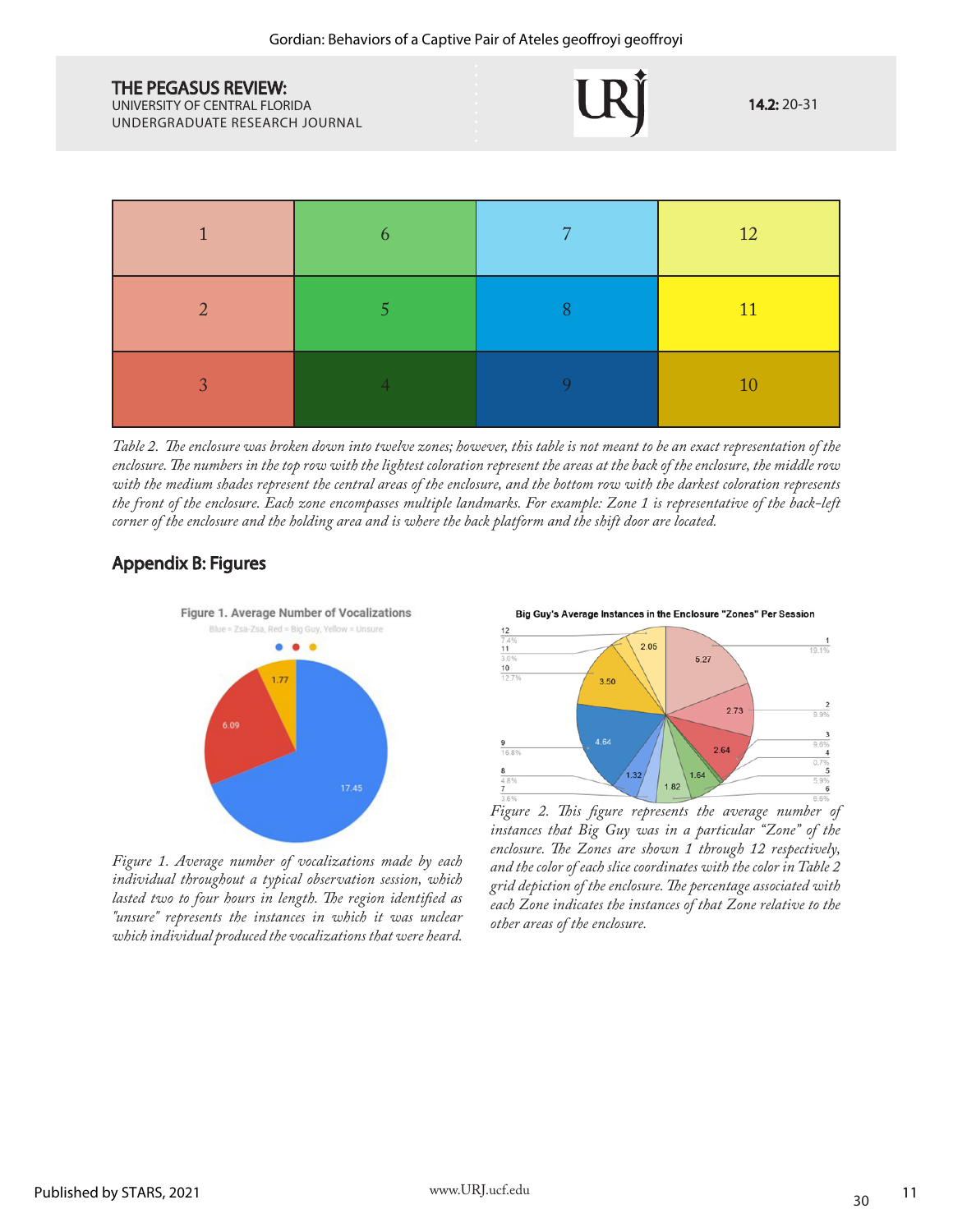| 1 | 6 | 7 | 12 |
|---|---|---|---|
| 2 | 5 | 8 | 11 |
| 3 | 4 | 9 | 10 |

*Table 2. The enclosure was broken down into twelve zones; however, this table is not meant to be an exact representation of the enclosure. The numbers in the top row with the lightest coloration represent the areas at the back of the enclosure, the middle row with the medium shades represent the central areas of the enclosure, and the bottom row with the darkest coloration represents the front of the enclosure. Each zone encompasses multiple landmarks. For example: Zone 1 is representative of the back-left corner of the enclosure and the holding area and is where the back platform and the shift door are located.*

## Appendix B: Figures

*Figure 1. Average number of vocalizations made by each individual throughout a typical observation session, which lasted two to four hours in length. The region identified as "unsure" represents the instances in which it was unclear which individual produced the vocalizations that were heard.*

*Figure 2. This figure represents the average number of instances that Big Guy was in a particular "Zone" of the enclosure. The Zones are shown 1 through 12 respectively, and the color of each slice coordinates with the color in Table 2 grid depiction of the enclosure. The percentage associated with each Zone indicates the instances of that Zone relative to the other areas of the enclosure.*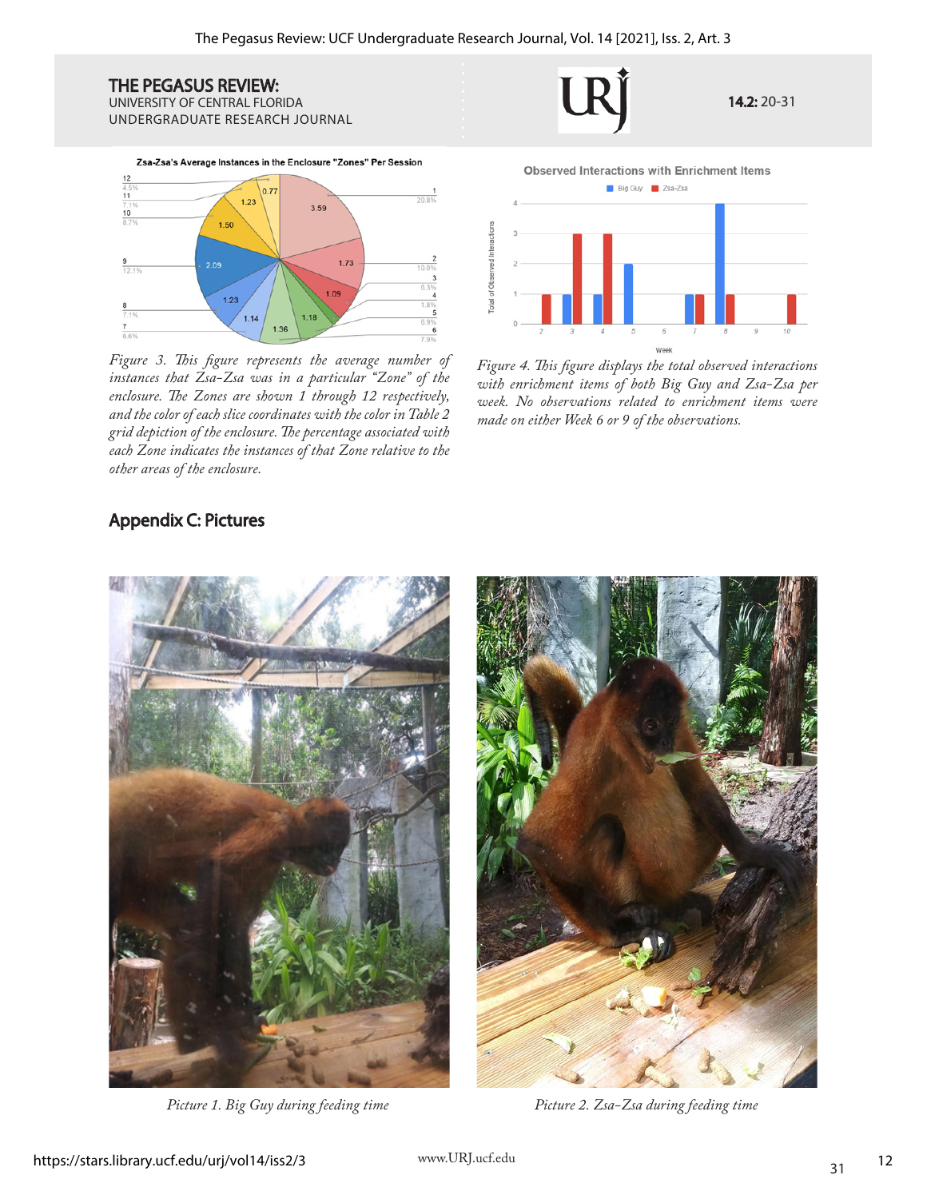Zsa-Zsa's Average Instances in the Enclosure "Zones" Per Session

12
4.5%
11
7.1%
10
8.7%
9
12.1%
8
7.1%
7
6.6%
0.77
1.23
1.50
2.09
1.23
1.14
1.36
1.18
1.09
1.73
3.59
1
20.8%
2
10.0%
3
6.3%
4
1.8%
5
6.9%
6
7.9%

*Figure 3. This figure represents the average number of instances that Zsa-Zsa was in a particular "Zone" of the enclosure. The Zones are shown 1 through 12 respectively, and the color of each slice coordinates with the color in Table 2 grid depiction of the enclosure. The percentage associated with each Zone indicates the instances of that Zone relative to the other areas of the enclosure.*

Observed Interactions with Enrichment Items

Big Guy
Zsa-Zsa

Total of Observed Interactions

0
1
2
3
4

Week

2
3
4
5
6
7
8
9
10

*Figure 4. This figure displays the total observed interactions with enrichment items of both Big Guy and Zsa-Zsa per week. No observations related to enrichment items were made on either Week 6 or 9 of the observations.*

## Appendix C: Pictures

*Picture 1. Big Guy during feeding time*

*Picture 2. Zsa-Zsa during feeding time*